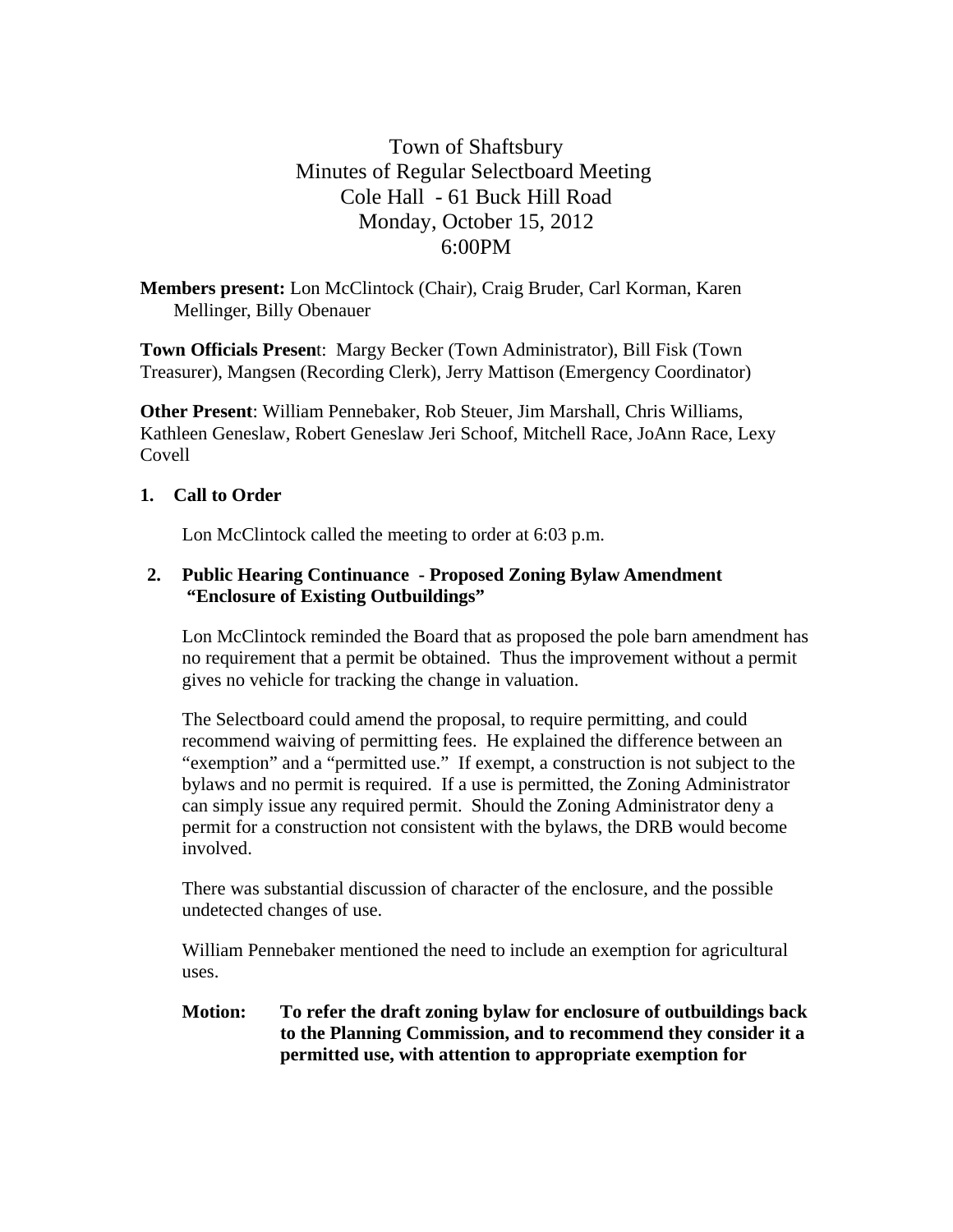# Town of Shaftsbury
## Minutes of Regular Selectboard Meeting
### Cole Hall - 61 Buck Hill Road
### Monday, October 15, 2012
### 6:00PM

**Members present:** Lon McClintock (Chair), Craig Bruder, Carl Korman, Karen Mellinger, Billy Obenauer

**Town Officials Present**: Margy Becker (Town Administrator), Bill Fisk (Town Treasurer), Mangsen (Recording Clerk), Jerry Mattison (Emergency Coordinator)

**Other Present**: William Pennebaker, Rob Steuer, Jim Marshall, Chris Williams, Kathleen Geneslaw, Robert Geneslaw Jeri Schoof, Mitchell Race, JoAnn Race, Lexy Covell

**1. Call to Order**

Lon McClintock called the meeting to order at 6:03 p.m.

**2. Public Hearing Continuance - Proposed Zoning Bylaw Amendment "Enclosure of Existing Outbuildings"**

Lon McClintock reminded the Board that as proposed the pole barn amendment has no requirement that a permit be obtained. Thus the improvement without a permit gives no vehicle for tracking the change in valuation.

The Selectboard could amend the proposal, to require permitting, and could recommend waiving of permitting fees. He explained the difference between an "exemption" and a "permitted use." If exempt, a construction is not subject to the bylaws and no permit is required. If a use is permitted, the Zoning Administrator can simply issue any required permit. Should the Zoning Administrator deny a permit for a construction not consistent with the bylaws, the DRB would become involved.

There was substantial discussion of character of the enclosure, and the possible undetected changes of use.

William Pennebaker mentioned the need to include an exemption for agricultural uses.

**Motion: To refer the draft zoning bylaw for enclosure of outbuildings back to the Planning Commission, and to recommend they consider it a permitted use, with attention to appropriate exemption for**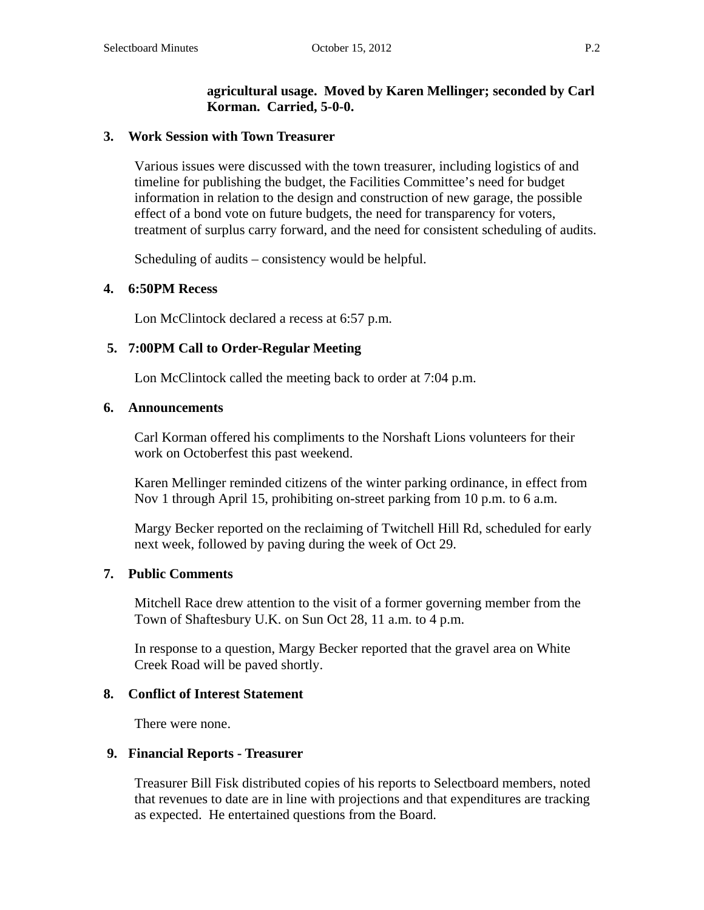**agricultural usage. Moved by Karen Mellinger; seconded by Carl Korman. Carried, 5-0-0.**

**3. Work Session with Town Treasurer**

Various issues were discussed with the town treasurer, including logistics of and timeline for publishing the budget, the Facilities Committee's need for budget information in relation to the design and construction of new garage, the possible effect of a bond vote on future budgets, the need for transparency for voters, treatment of surplus carry forward, and the need for consistent scheduling of audits.

Scheduling of audits – consistency would be helpful.

**4. 6:50PM Recess**

Lon McClintock declared a recess at 6:57 p.m.

**5. 7:00PM Call to Order-Regular Meeting**

Lon McClintock called the meeting back to order at 7:04 p.m.

**6. Announcements**

Carl Korman offered his compliments to the Norshaft Lions volunteers for their work on Octoberfest this past weekend.

Karen Mellinger reminded citizens of the winter parking ordinance, in effect from Nov 1 through April 15, prohibiting on-street parking from 10 p.m. to 6 a.m.

Margy Becker reported on the reclaiming of Twitchell Hill Rd, scheduled for early next week, followed by paving during the week of Oct 29.

**7. Public Comments**

Mitchell Race drew attention to the visit of a former governing member from the Town of Shaftesbury U.K. on Sun Oct 28, 11 a.m. to 4 p.m.

In response to a question, Margy Becker reported that the gravel area on White Creek Road will be paved shortly.

**8. Conflict of Interest Statement**

There were none.

**9. Financial Reports - Treasurer**

Treasurer Bill Fisk distributed copies of his reports to Selectboard members, noted that revenues to date are in line with projections and that expenditures are tracking as expected. He entertained questions from the Board.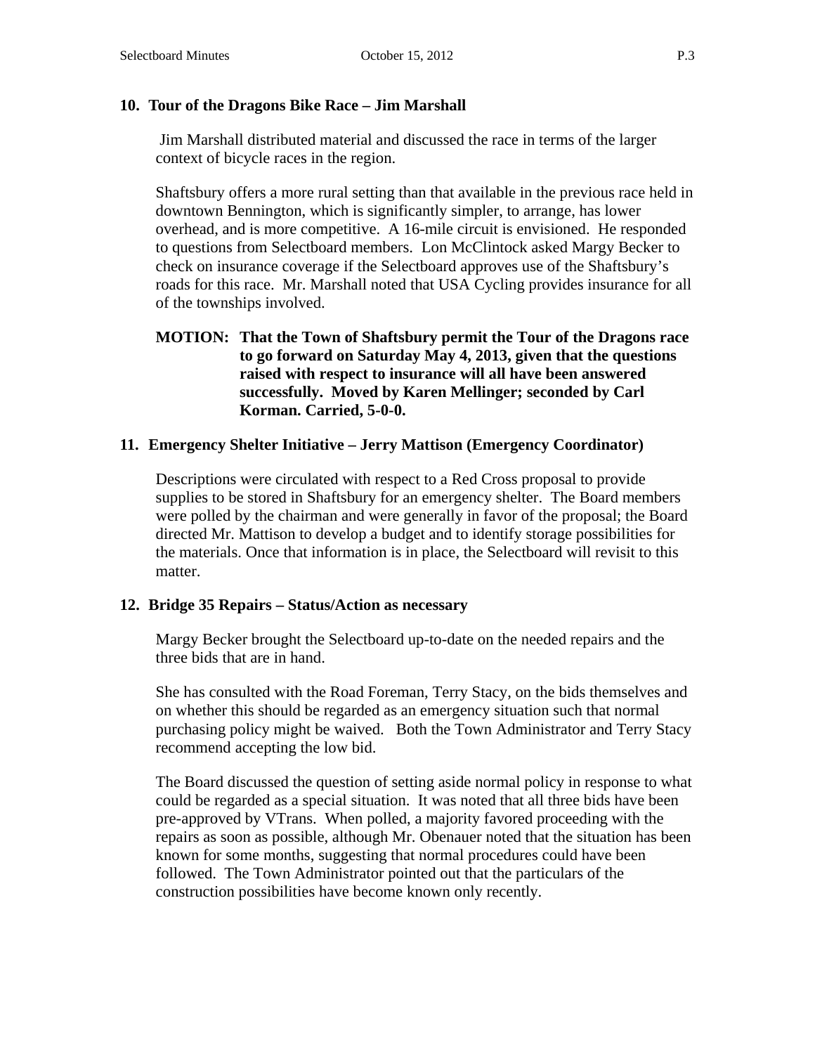### 10. Tour of the Dragons Bike Race – Jim Marshall

Jim Marshall distributed material and discussed the race in terms of the larger context of bicycle races in the region.

Shaftsbury offers a more rural setting than that available in the previous race held in downtown Bennington, which is significantly simpler, to arrange, has lower overhead, and is more competitive. A 16-mile circuit is envisioned. He responded to questions from Selectboard members. Lon McClintock asked Margy Becker to check on insurance coverage if the Selectboard approves use of the Shaftsbury's roads for this race. Mr. Marshall noted that USA Cycling provides insurance for all of the townships involved.

**MOTION: That the Town of Shaftsbury permit the Tour of the Dragons race to go forward on Saturday May 4, 2013, given that the questions raised with respect to insurance will all have been answered successfully. Moved by Karen Mellinger; seconded by Carl Korman. Carried, 5-0-0.**

### 11. Emergency Shelter Initiative – Jerry Mattison (Emergency Coordinator)

Descriptions were circulated with respect to a Red Cross proposal to provide supplies to be stored in Shaftsbury for an emergency shelter. The Board members were polled by the chairman and were generally in favor of the proposal; the Board directed Mr. Mattison to develop a budget and to identify storage possibilities for the materials. Once that information is in place, the Selectboard will revisit to this matter.

### 12. Bridge 35 Repairs – Status/Action as necessary

Margy Becker brought the Selectboard up-to-date on the needed repairs and the three bids that are in hand.

She has consulted with the Road Foreman, Terry Stacy, on the bids themselves and on whether this should be regarded as an emergency situation such that normal purchasing policy might be waived. Both the Town Administrator and Terry Stacy recommend accepting the low bid.

The Board discussed the question of setting aside normal policy in response to what could be regarded as a special situation. It was noted that all three bids have been pre-approved by VTrans. When polled, a majority favored proceeding with the repairs as soon as possible, although Mr. Obenauer noted that the situation has been known for some months, suggesting that normal procedures could have been followed. The Town Administrator pointed out that the particulars of the construction possibilities have become known only recently.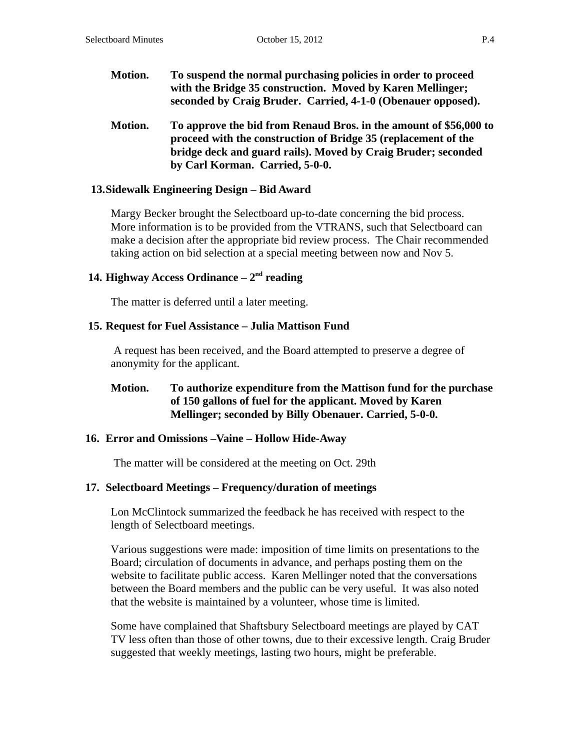**Motion. To suspend the normal purchasing policies in order to proceed with the Bridge 35 construction. Moved by Karen Mellinger; seconded by Craig Bruder. Carried, 4-1-0 (Obenauer opposed).**

**Motion. To approve the bid from Renaud Bros. in the amount of $56,000 to proceed with the construction of Bridge 35 (replacement of the bridge deck and guard rails). Moved by Craig Bruder; seconded by Carl Korman. Carried, 5-0-0.**

### 13. Sidewalk Engineering Design – Bid Award

Margy Becker brought the Selectboard up-to-date concerning the bid process. More information is to be provided from the VTRANS, such that Selectboard can make a decision after the appropriate bid review process. The Chair recommended taking action on bid selection at a special meeting between now and Nov 5.

### 14. Highway Access Ordinance – 2nd reading

The matter is deferred until a later meeting.

### 15. Request for Fuel Assistance – Julia Mattison Fund

A request has been received, and the Board attempted to preserve a degree of anonymity for the applicant.

**Motion. To authorize expenditure from the Mattison fund for the purchase of 150 gallons of fuel for the applicant. Moved by Karen Mellinger; seconded by Billy Obenauer. Carried, 5-0-0.**

### 16. Error and Omissions –Vaine – Hollow Hide-Away

The matter will be considered at the meeting on Oct. 29th

### 17. Selectboard Meetings – Frequency/duration of meetings

Lon McClintock summarized the feedback he has received with respect to the length of Selectboard meetings.

Various suggestions were made: imposition of time limits on presentations to the Board; circulation of documents in advance, and perhaps posting them on the website to facilitate public access. Karen Mellinger noted that the conversations between the Board members and the public can be very useful. It was also noted that the website is maintained by a volunteer, whose time is limited.

Some have complained that Shaftsbury Selectboard meetings are played by CAT TV less often than those of other towns, due to their excessive length. Craig Bruder suggested that weekly meetings, lasting two hours, might be preferable.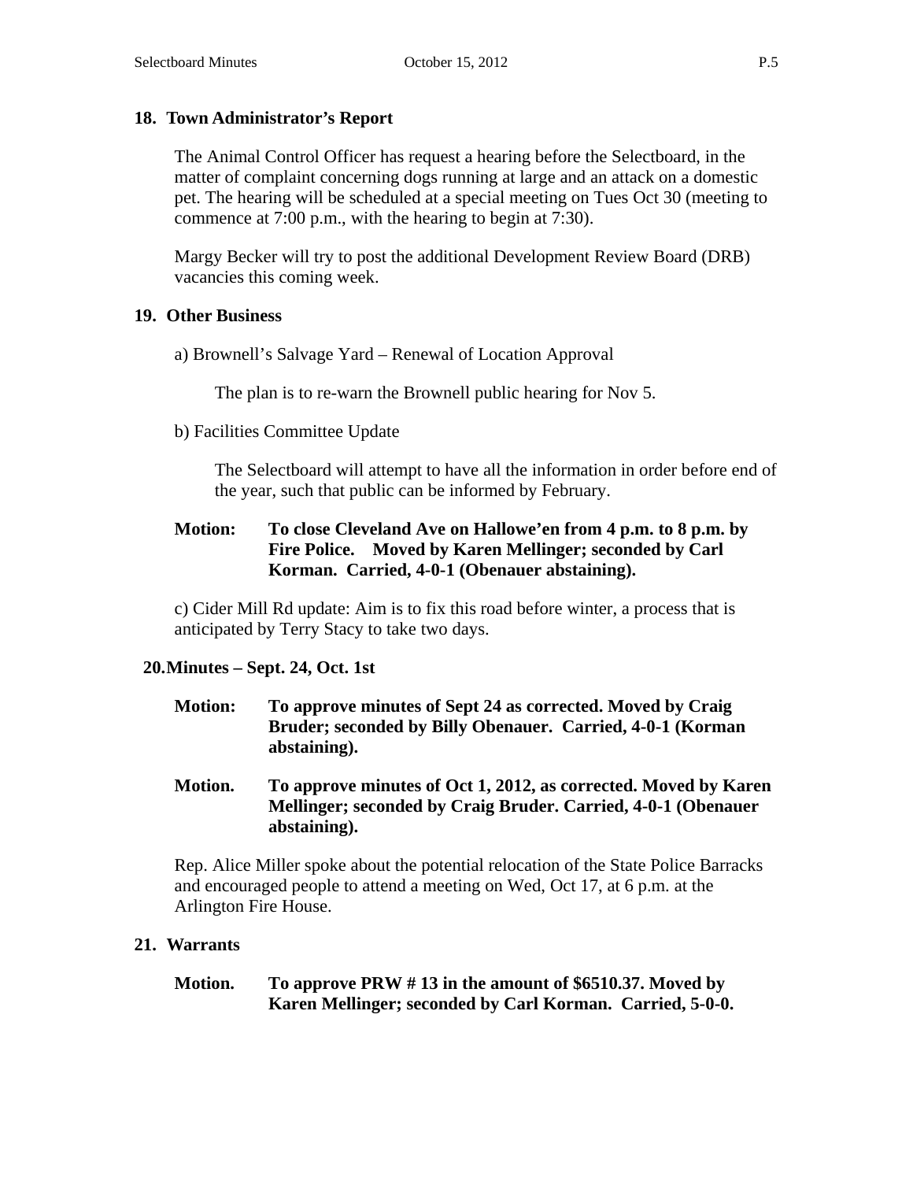## 18. Town Administrator's Report

The Animal Control Officer has request a hearing before the Selectboard, in the matter of complaint concerning dogs running at large and an attack on a domestic pet. The hearing will be scheduled at a special meeting on Tues Oct 30 (meeting to commence at 7:00 p.m., with the hearing to begin at 7:30).

Margy Becker will try to post the additional Development Review Board (DRB) vacancies this coming week.

## 19. Other Business

a) Brownell's Salvage Yard – Renewal of Location Approval

The plan is to re-warn the Brownell public hearing for Nov 5.

b) Facilities Committee Update

The Selectboard will attempt to have all the information in order before end of the year, such that public can be informed by February.

**Motion: To close Cleveland Ave on Hallowe'en from 4 p.m. to 8 p.m. by Fire Police. Moved by Karen Mellinger; seconded by Carl Korman. Carried, 4-0-1 (Obenauer abstaining).**

c) Cider Mill Rd update: Aim is to fix this road before winter, a process that is anticipated by Terry Stacy to take two days.

## 20. Minutes – Sept. 24, Oct. 1st

**Motion: To approve minutes of Sept 24 as corrected. Moved by Craig Bruder; seconded by Billy Obenauer. Carried, 4-0-1 (Korman abstaining).**

**Motion. To approve minutes of Oct 1, 2012, as corrected. Moved by Karen Mellinger; seconded by Craig Bruder. Carried, 4-0-1 (Obenauer abstaining).**

Rep. Alice Miller spoke about the potential relocation of the State Police Barracks and encouraged people to attend a meeting on Wed, Oct 17, at 6 p.m. at the Arlington Fire House.

## 21. Warrants

**Motion. To approve PRW # 13 in the amount of $6510.37. Moved by Karen Mellinger; seconded by Carl Korman. Carried, 5-0-0.**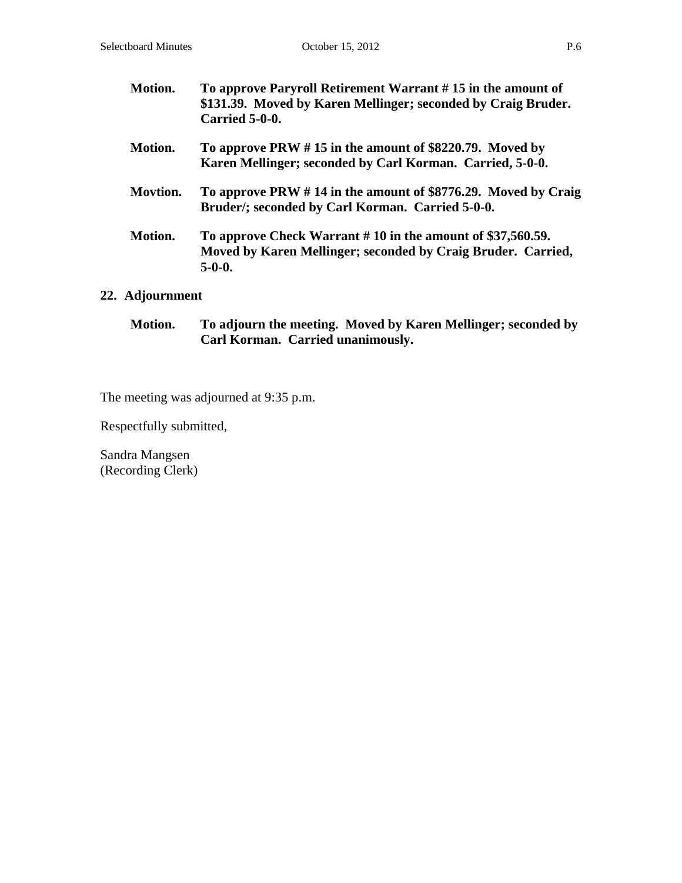**Motion.** **To approve Paryroll Retirement Warrant # 15 in the amount of $131.39. Moved by Karen Mellinger; seconded by Craig Bruder. Carried 5-0-0.**

**Motion.** **To approve PRW # 15 in the amount of $8220.79. Moved by Karen Mellinger; seconded by Carl Korman. Carried, 5-0-0.**

**Movtion.** **To approve PRW # 14 in the amount of $8776.29. Moved by Craig Bruder/; seconded by Carl Korman. Carried 5-0-0.**

**Motion.** **To approve Check Warrant # 10 in the amount of $37,560.59. Moved by Karen Mellinger; seconded by Craig Bruder. Carried, 5-0-0.**

## 22. Adjournment

**Motion.** **To adjourn the meeting. Moved by Karen Mellinger; seconded by Carl Korman. Carried unanimously.**

The meeting was adjourned at 9:35 p.m.

Respectfully submitted,

Sandra Mangsen
(Recording Clerk)